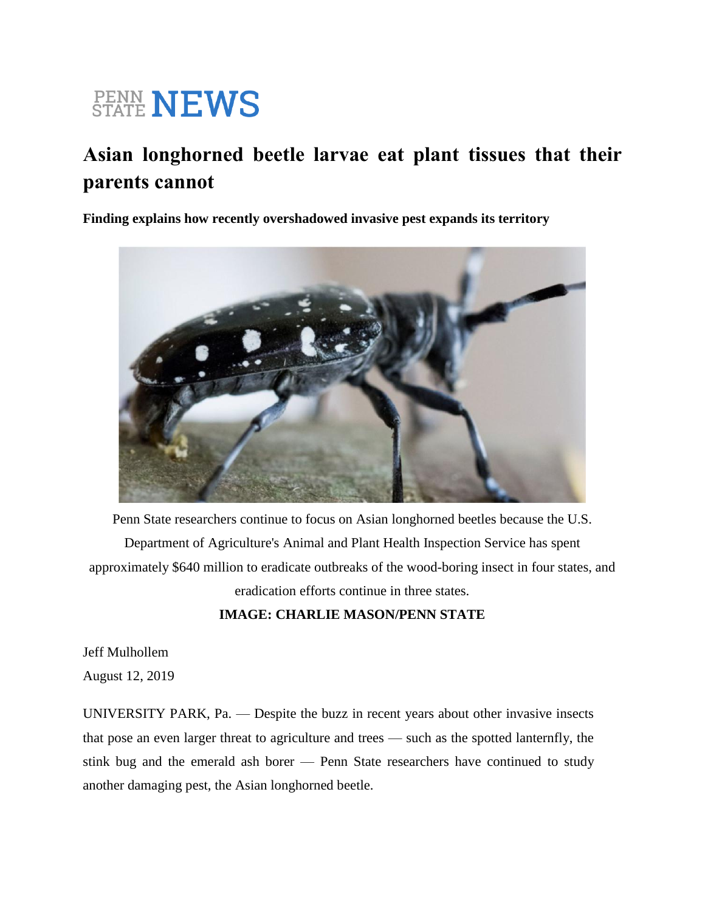PENN STATE NEWS

# Asian longhorned beetle larvae eat plant tissues that their parents cannot

**Finding explains how recently overshadowed invasive pest expands its territory**

Penn State researchers continue to focus on Asian longhorned beetles because the U.S. Department of Agriculture's Animal and Plant Health Inspection Service has spent approximately $640 million to eradicate outbreaks of the wood-boring insect in four states, and eradication efforts continue in three states.

**IMAGE: CHARLIE MASON/PENN STATE**

Jeff Mulhollem

August 12, 2019

UNIVERSITY PARK, Pa. — Despite the buzz in recent years about other invasive insects that pose an even larger threat to agriculture and trees — such as the spotted lanternfly, the stink bug and the emerald ash borer — Penn State researchers have continued to study another damaging pest, the Asian longhorned beetle.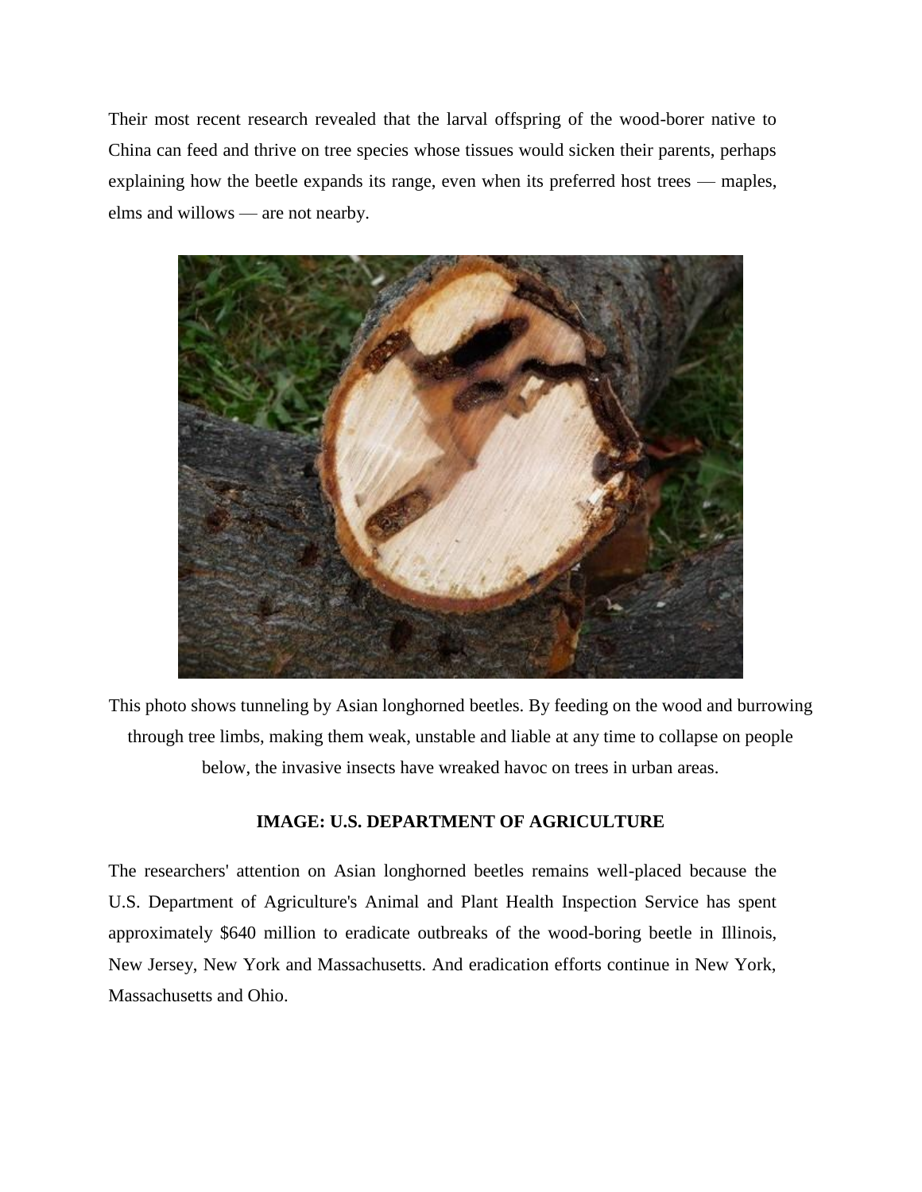Their most recent research revealed that the larval offspring of the wood-borer native to China can feed and thrive on tree species whose tissues would sicken their parents, perhaps explaining how the beetle expands its range, even when its preferred host trees — maples, elms and willows — are not nearby.

This photo shows tunneling by Asian longhorned beetles. By feeding on the wood and burrowing through tree limbs, making them weak, unstable and liable at any time to collapse on people below, the invasive insects have wreaked havoc on trees in urban areas.

**IMAGE: U.S. DEPARTMENT OF AGRICULTURE**

The researchers' attention on Asian longhorned beetles remains well-placed because the U.S. Department of Agriculture's Animal and Plant Health Inspection Service has spent approximately $640 million to eradicate outbreaks of the wood-boring beetle in Illinois, New Jersey, New York and Massachusetts. And eradication efforts continue in New York, Massachusetts and Ohio.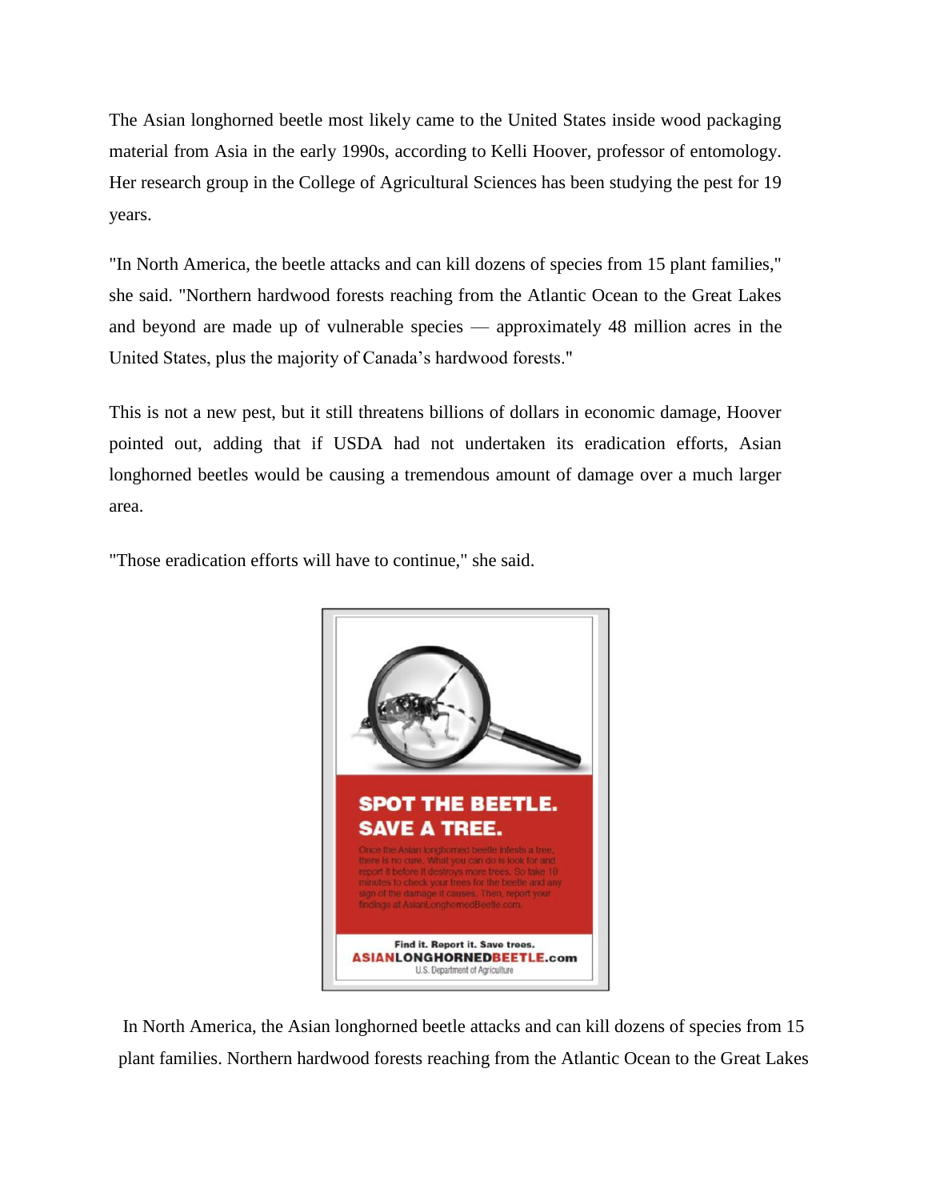The Asian longhorned beetle most likely came to the United States inside wood packaging material from Asia in the early 1990s, according to Kelli Hoover, professor of entomology. Her research group in the College of Agricultural Sciences has been studying the pest for 19 years.

"In North America, the beetle attacks and can kill dozens of species from 15 plant families," she said. "Northern hardwood forests reaching from the Atlantic Ocean to the Great Lakes and beyond are made up of vulnerable species — approximately 48 million acres in the United States, plus the majority of Canada's hardwood forests."

This is not a new pest, but it still threatens billions of dollars in economic damage, Hoover pointed out, adding that if USDA had not undertaken its eradication efforts, Asian longhorned beetles would be causing a tremendous amount of damage over a much larger area.

"Those eradication efforts will have to continue," she said.

In North America, the Asian longhorned beetle attacks and can kill dozens of species from 15 plant families. Northern hardwood forests reaching from the Atlantic Ocean to the Great Lakes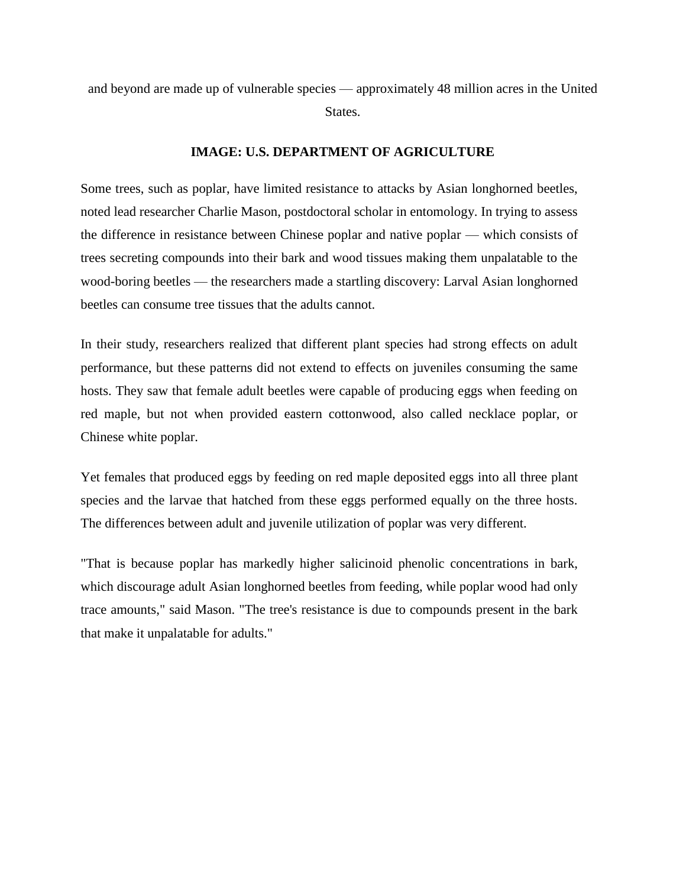and beyond are made up of vulnerable species — approximately 48 million acres in the United States.

**IMAGE: U.S. DEPARTMENT OF AGRICULTURE**

Some trees, such as poplar, have limited resistance to attacks by Asian longhorned beetles, noted lead researcher Charlie Mason, postdoctoral scholar in entomology. In trying to assess the difference in resistance between Chinese poplar and native poplar — which consists of trees secreting compounds into their bark and wood tissues making them unpalatable to the wood-boring beetles — the researchers made a startling discovery: Larval Asian longhorned beetles can consume tree tissues that the adults cannot.

In their study, researchers realized that different plant species had strong effects on adult performance, but these patterns did not extend to effects on juveniles consuming the same hosts. They saw that female adult beetles were capable of producing eggs when feeding on red maple, but not when provided eastern cottonwood, also called necklace poplar, or Chinese white poplar.

Yet females that produced eggs by feeding on red maple deposited eggs into all three plant species and the larvae that hatched from these eggs performed equally on the three hosts. The differences between adult and juvenile utilization of poplar was very different.

"That is because poplar has markedly higher salicinoid phenolic concentrations in bark, which discourage adult Asian longhorned beetles from feeding, while poplar wood had only trace amounts," said Mason. "The tree's resistance is due to compounds present in the bark that make it unpalatable for adults."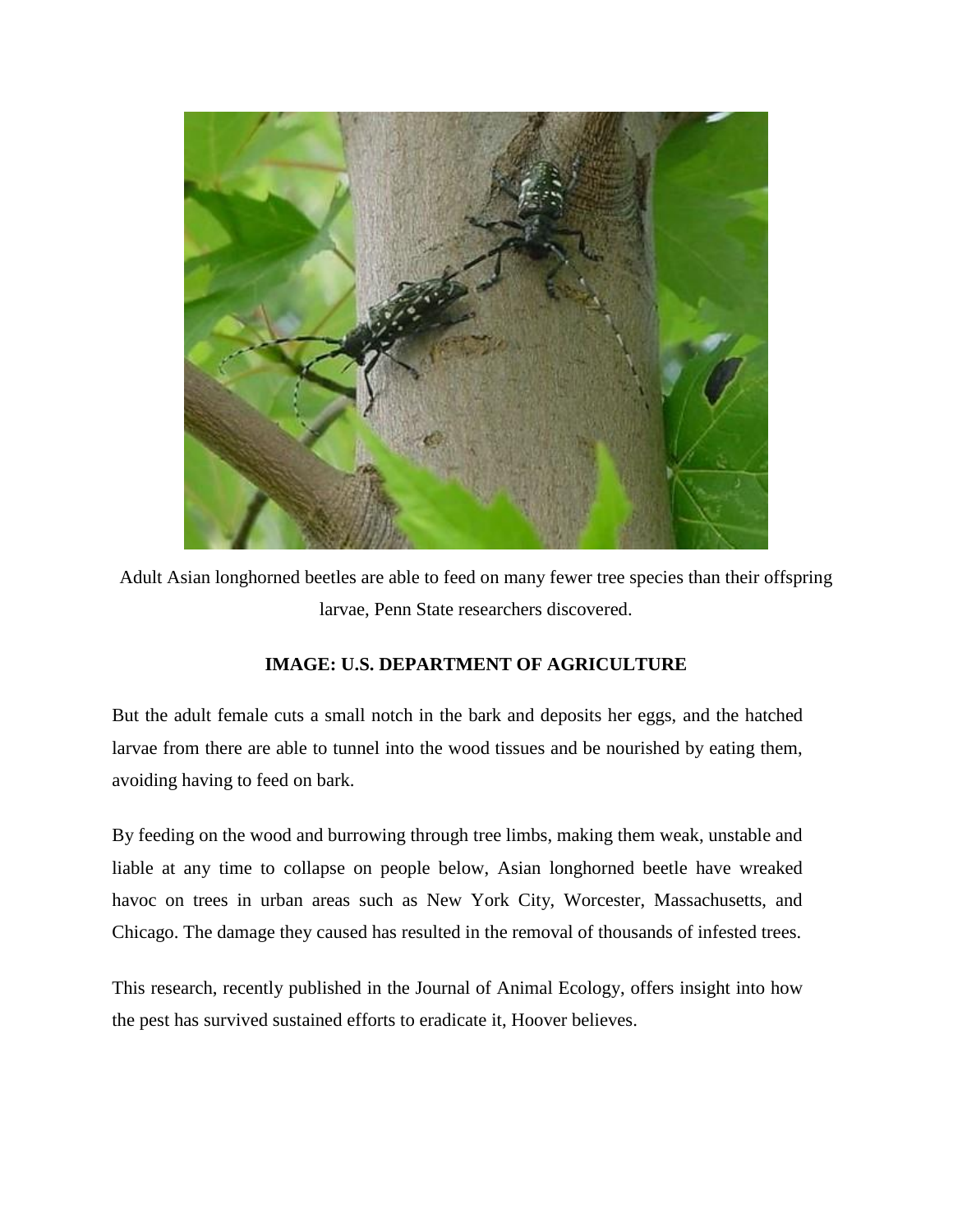Adult Asian longhorned beetles are able to feed on many fewer tree species than their offspring larvae, Penn State researchers discovered.

**IMAGE: U.S. DEPARTMENT OF AGRICULTURE**

But the adult female cuts a small notch in the bark and deposits her eggs, and the hatched larvae from there are able to tunnel into the wood tissues and be nourished by eating them, avoiding having to feed on bark.

By feeding on the wood and burrowing through tree limbs, making them weak, unstable and liable at any time to collapse on people below, Asian longhorned beetle have wreaked havoc on trees in urban areas such as New York City, Worcester, Massachusetts, and Chicago. The damage they caused has resulted in the removal of thousands of infested trees.

This research, recently published in the Journal of Animal Ecology, offers insight into how the pest has survived sustained efforts to eradicate it, Hoover believes.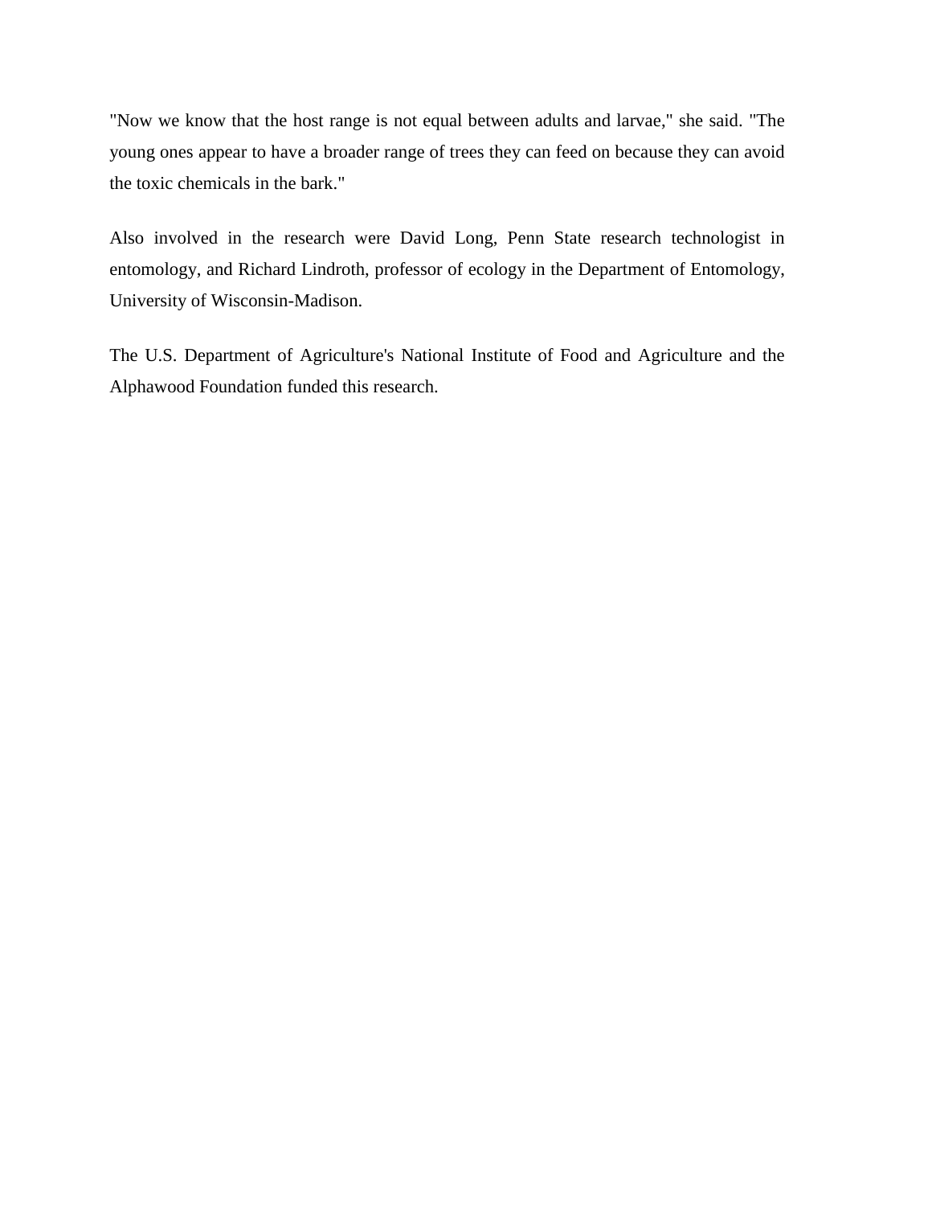"Now we know that the host range is not equal between adults and larvae," she said. "The young ones appear to have a broader range of trees they can feed on because they can avoid the toxic chemicals in the bark."

Also involved in the research were David Long, Penn State research technologist in entomology, and Richard Lindroth, professor of ecology in the Department of Entomology, University of Wisconsin-Madison.

The U.S. Department of Agriculture's National Institute of Food and Agriculture and the Alphawood Foundation funded this research.